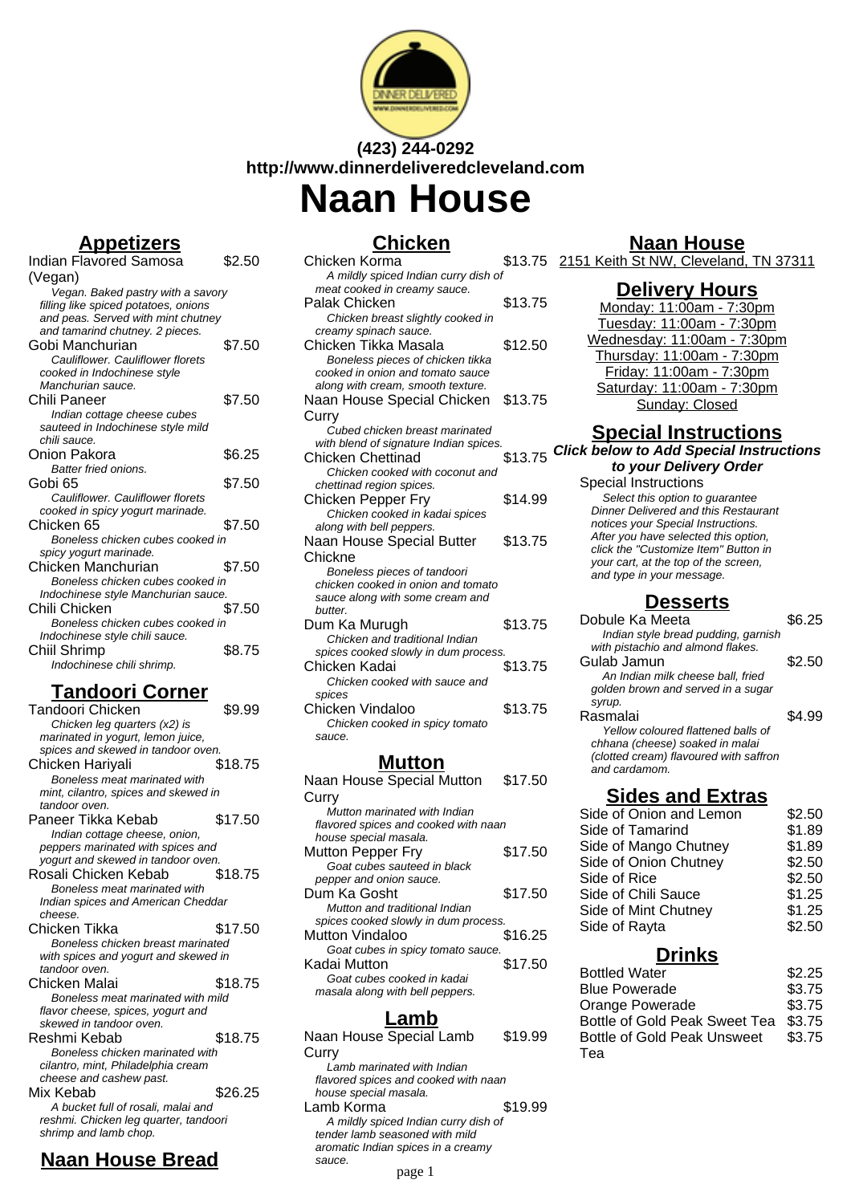**(423) 244-0292**
**http://www.dinnerdeliveredcleveland.com**

# Naan House

## Appetizers

| Item | Price |
|---|---|
| Indian Flavored Samosa (Vegan) | $2.50 |
| *Vegan. Baked pastry with a savory filling like spiced potatoes, onions and peas. Served with mint chutney and tamarind chutney. 2 pieces.* | |
| Gobi Manchurian | $7.50 |
| *Cauliflower. Cauliflower florets cooked in Indochinese style Manchurian sauce.* | |
| Chili Paneer | $7.50 |
| *Indian cottage cheese cubes sauteed in Indochinese style mild chili sauce.* | |
| Onion Pakora | $6.25 |
| *Batter fried onions.* | |
| Gobi 65 | $7.50 |
| *Cauliflower. Cauliflower florets cooked in spicy yogurt marinade.* | |
| Chicken 65 | $7.50 |
| *Boneless chicken cubes cooked in spicy yogurt marinade.* | |
| Chicken Manchurian | $7.50 |
| *Boneless chicken cubes cooked in Indochinese style Manchurian sauce.* | |
| Chili Chicken | $7.50 |
| *Boneless chicken cubes cooked in Indochinese style chili sauce.* | |
| Chiil Shrimp | $8.75 |
| *Indochinese chili shrimp.* | |

## Tandoori Corner

| Item | Price |
|---|---|
| Tandoori Chicken | $9.99 |
| *Chicken leg quarters (x2) is marinated in yogurt, lemon juice, spices and skewed in tandoor oven.* | |
| Chicken Hariyali | $18.75 |
| *Boneless meat marinated with mint, cilantro, spices and skewed in tandoor oven.* | |
| Paneer Tikka Kebab | $17.50 |
| *Indian cottage cheese, onion, peppers marinated with spices and yogurt and skewed in tandoor oven.* | |
| Rosali Chicken Kebab | $18.75 |
| *Boneless meat marinated with Indian spices and American Cheddar cheese.* | |
| Chicken Tikka | $17.50 |
| *Boneless chicken breast marinated with spices and yogurt and skewed in tandoor oven.* | |
| Chicken Malai | $18.75 |
| *Boneless meat marinated with mild flavor cheese, spices, yogurt and skewed in tandoor oven.* | |
| Reshmi Kebab | $18.75 |
| *Boneless chicken marinated with cilantro, mint, Philadelphia cream cheese and cashew past.* | |
| Mix Kebab | $26.25 |
| *A bucket full of rosali, malai and reshmi. Chicken leg quarter, tandoori shrimp and lamb chop.* | |

## Naan House Bread

## Chicken

| Item | Price |
|---|---|
| Chicken Korma | $13.75 |
| *A mildly spiced Indian curry dish of meat cooked in creamy sauce.* | |
| Palak Chicken | $13.75 |
| *Chicken breast slightly cooked in creamy spinach sauce.* | |
| Chicken Tikka Masala | $12.50 |
| *Boneless pieces of chicken tikka cooked in onion and tomato sauce along with cream, smooth texture.* | |
| Naan House Special Chicken Curry | $13.75 |
| *Cubed chicken breast marinated with blend of signature Indian spices.* | |
| Chicken Chettinad | $13.75 |
| *Chicken cooked with coconut and chettinad region spices.* | |
| Chicken Pepper Fry | $14.99 |
| *Chicken cooked in kadai spices along with bell peppers.* | |
| Naan House Special Butter Chickne | $13.75 |
| *Boneless pieces of tandoori chicken cooked in onion and tomato sauce along with some cream and butter.* | |
| Dum Ka Murugh | $13.75 |
| *Chicken and traditional Indian spices cooked slowly in dum process.* | |
| Chicken Kadai | $13.75 |
| *Chicken cooked with sauce and spices* | |
| Chicken Vindaloo | $13.75 |
| *Chicken cooked in spicy tomato sauce.* | |

## Mutton

| Item | Price |
|---|---|
| Naan House Special Mutton Curry | $17.50 |
| *Mutton marinated with Indian flavored spices and cooked with naan house special masala.* | |
| Mutton Pepper Fry | $17.50 |
| *Goat cubes sauteed in black pepper and onion sauce.* | |
| Dum Ka Gosht | $17.50 |
| *Mutton and traditional Indian spices cooked slowly in dum process.* | |
| Mutton Vindaloo | $16.25 |
| *Goat cubes in spicy tomato sauce.* | |
| Kadai Mutton | $17.50 |
| *Goat cubes cooked in kadai masala along with bell peppers.* | |

## Lamb

| Item | Price |
|---|---|
| Naan House Special Lamb Curry | $19.99 |
| *Lamb marinated with Indian flavored spices and cooked with naan house special masala.* | |
| Lamb Korma | $19.99 |
| *A mildly spiced Indian curry dish of tender lamb seasoned with mild aromatic Indian spices in a creamy sauce.* | |

## Naan House

2151 Keith St NW, Cleveland, TN 37311

## Delivery Hours

Monday: 11:00am - 7:30pm
Tuesday: 11:00am - 7:30pm
Wednesday: 11:00am - 7:30pm
Thursday: 11:00am - 7:30pm
Friday: 11:00am - 7:30pm
Saturday: 11:00am - 7:30pm
Sunday: Closed

## Special Instructions

**Click below to Add Special Instructions to your Delivery Order**

Special Instructions

*Select this option to guarantee Dinner Delivered and this Restaurant notices your Special Instructions. After you have selected this option, click the "Customize Item" Button in your cart, at the top of the screen, and type in your message.*

## Desserts

| Item | Price |
|---|---|
| Dobule Ka Meeta | $6.25 |
| *Indian style bread pudding, garnish with pistachio and almond flakes.* | |
| Gulab Jamun | $2.50 |
| *An Indian milk cheese ball, fried golden brown and served in a sugar syrup.* | |
| Rasmalai | $4.99 |
| *Yellow coloured flattened balls of chhana (cheese) soaked in malai (clotted cream) flavoured with saffron and cardamom.* | |

## Sides and Extras

| Item | Price |
|---|---|
| Side of Onion and Lemon | $2.50 |
| Side of Tamarind | $1.89 |
| Side of Mango Chutney | $1.89 |
| Side of Onion Chutney | $2.50 |
| Side of Rice | $2.50 |
| Side of Chili Sauce | $1.25 |
| Side of Mint Chutney | $1.25 |
| Side of Rayta | $2.50 |

## Drinks

| Item | Price |
|---|---|
| Bottled Water | $2.25 |
| Blue Powerade | $3.75 |
| Orange Powerade | $3.75 |
| Bottle of Gold Peak Sweet Tea | $3.75 |
| Bottle of Gold Peak Unsweet Tea | $3.75 |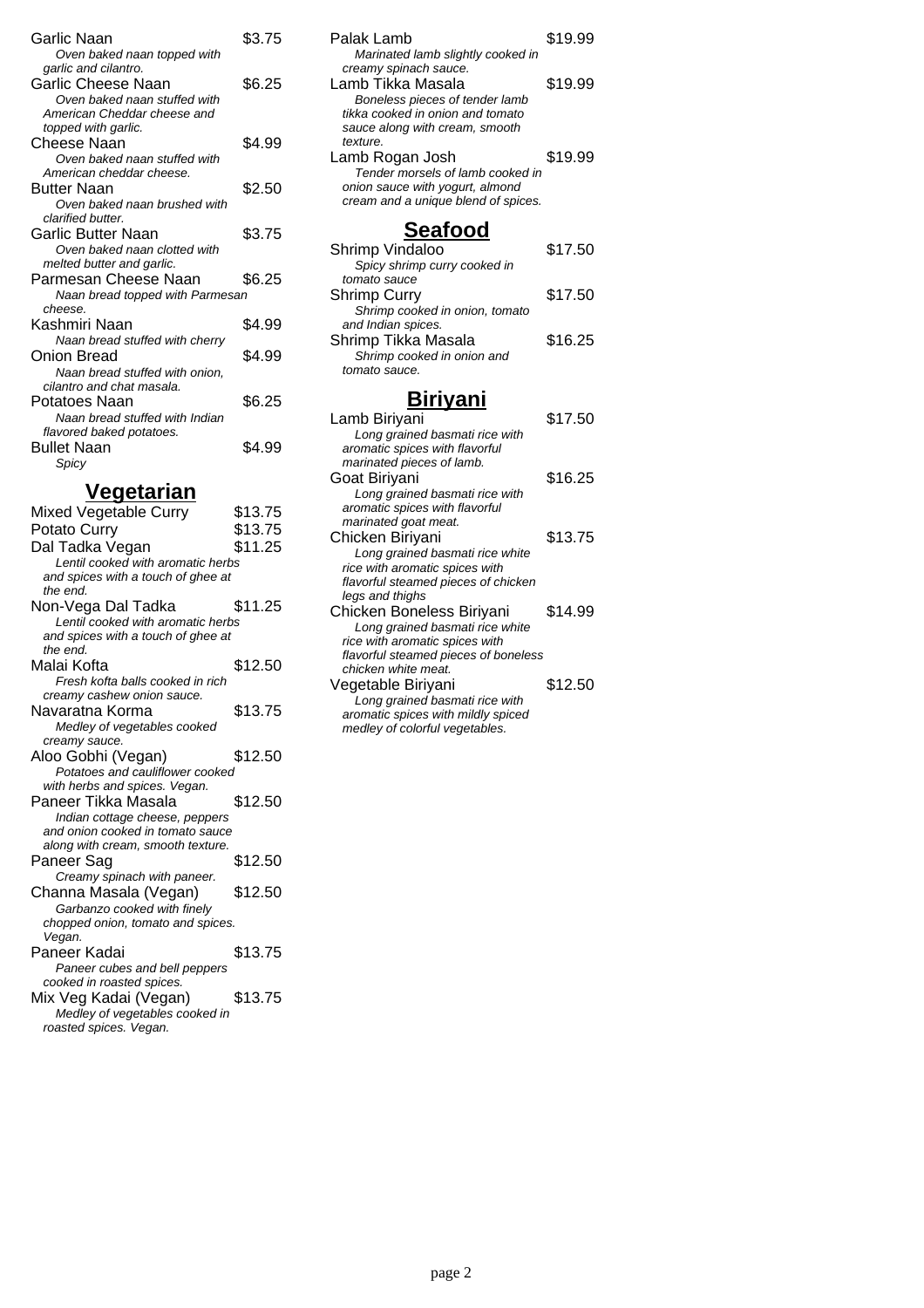Garlic Naan $3.75
*Oven baked naan topped with garlic and cilantro.*

Garlic Cheese Naan $6.25
*Oven baked naan stuffed with American Cheddar cheese and topped with garlic.*

Cheese Naan $4.99
*Oven baked naan stuffed with American cheddar cheese.*

Butter Naan $2.50
*Oven baked naan brushed with clarified butter.*

Garlic Butter Naan $3.75
*Oven baked naan clotted with melted butter and garlic.*

Parmesan Cheese Naan $6.25
*Naan bread topped with Parmesan cheese.*

Kashmiri Naan $4.99
*Naan bread stuffed with cherry*

Onion Bread $4.99
*Naan bread stuffed with onion, cilantro and chat masala.*

Potatoes Naan $6.25
*Naan bread stuffed with Indian flavored baked potatoes.*

Bullet Naan $4.99
*Spicy*

## Vegetarian

Mixed Vegetable Curry $13.75

Potato Curry $13.75

Dal Tadka Vegan $11.25
*Lentil cooked with aromatic herbs and spices with a touch of ghee at the end.*

Non-Vega Dal Tadka $11.25
*Lentil cooked with aromatic herbs and spices with a touch of ghee at the end.*

Malai Kofta $12.50
*Fresh kofta balls cooked in rich creamy cashew onion sauce.*

Navaratna Korma $13.75
*Medley of vegetables cooked creamy sauce.*

Aloo Gobhi (Vegan) $12.50
*Potatoes and cauliflower cooked with herbs and spices. Vegan.*

Paneer Tikka Masala $12.50
*Indian cottage cheese, peppers and onion cooked in tomato sauce along with cream, smooth texture.*

Paneer Sag $12.50
*Creamy spinach with paneer.*

Channa Masala (Vegan) $12.50
*Garbanzo cooked with finely chopped onion, tomato and spices. Vegan.*

Paneer Kadai $13.75
*Paneer cubes and bell peppers cooked in roasted spices.*

Mix Veg Kadai (Vegan) $13.75
*Medley of vegetables cooked in roasted spices. Vegan.*

Palak Lamb $19.99
*Marinated lamb slightly cooked in creamy spinach sauce.*

Lamb Tikka Masala $19.99
*Boneless pieces of tender lamb tikka cooked in onion and tomato sauce along with cream, smooth texture.*

Lamb Rogan Josh $19.99
*Tender morsels of lamb cooked in onion sauce with yogurt, almond cream and a unique blend of spices.*

## Seafood

Shrimp Vindaloo $17.50
*Spicy shrimp curry cooked in tomato sauce*

Shrimp Curry $17.50
*Shrimp cooked in onion, tomato and Indian spices.*

Shrimp Tikka Masala $16.25
*Shrimp cooked in onion and tomato sauce.*

## Biriyani

Lamb Biriyani $17.50
*Long grained basmati rice with aromatic spices with flavorful marinated pieces of lamb.*

Goat Biriyani $16.25
*Long grained basmati rice with aromatic spices with flavorful marinated goat meat.*

Chicken Biriyani $13.75
*Long grained basmati rice white rice with aromatic spices with flavorful steamed pieces of chicken legs and thighs*

Chicken Boneless Biriyani $14.99
*Long grained basmati rice white rice with aromatic spices with flavorful steamed pieces of boneless chicken white meat.*

Vegetable Biriyani $12.50
*Long grained basmati rice with aromatic spices with mildly spiced medley of colorful vegetables.*